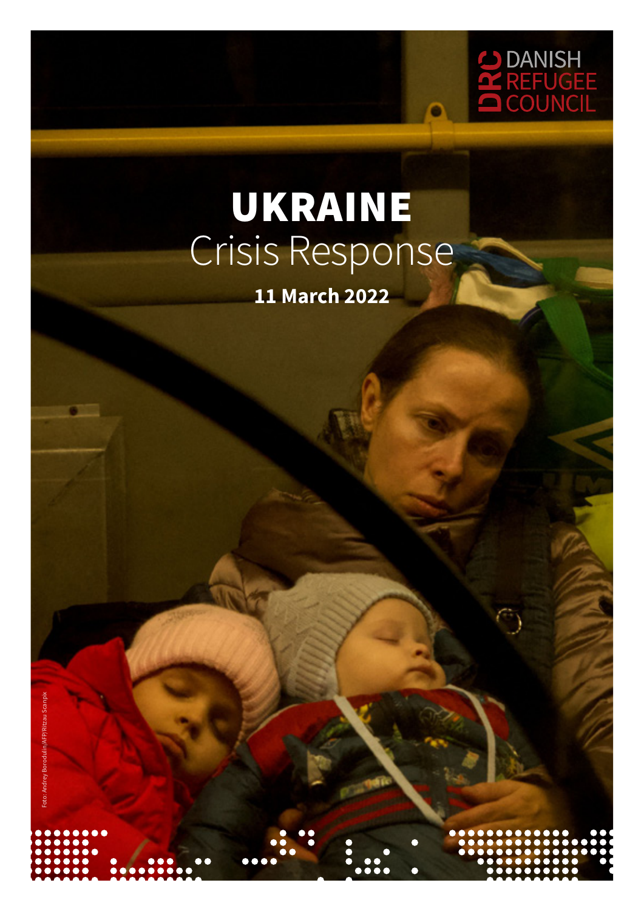DANISH REFUGEE COUNCIL

# UKRAINE
## Crisis Response

**11 March 2022**

Foto: Andrey Borodulin/AFP/Ritzau Scanpix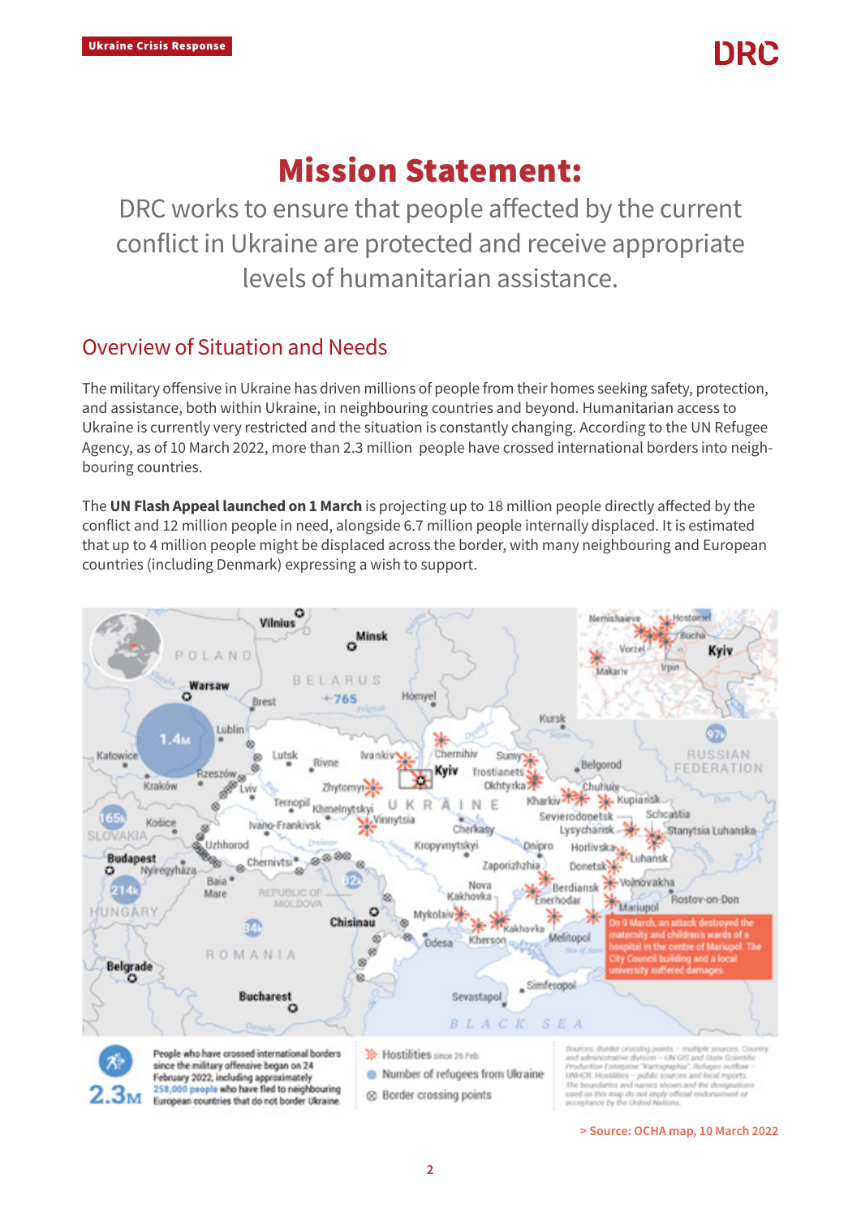# Mission Statement:

DRC works to ensure that people affected by the current conflict in Ukraine are protected and receive appropriate levels of humanitarian assistance.

## Overview of Situation and Needs

The military offensive in Ukraine has driven millions of people from their homes seeking safety, protection, and assistance, both within Ukraine, in neighbouring countries and beyond. Humanitarian access to Ukraine is currently very restricted and the situation is constantly changing. According to the UN Refugee Agency, as of 10 March 2022, more than 2.3 million people have crossed international borders into neighbouring countries.

The **UN Flash Appeal launched on 1 March** is projecting up to 18 million people directly affected by the conflict and 12 million people in need, alongside 6.7 million people internally displaced. It is estimated that up to 4 million people might be displaced across the border, with many neighbouring and European countries (including Denmark) expressing a wish to support.

**2.3M** People who have crossed international borders since the military offensive began on 24 February 2022, including approximately 258,000 people who have fled to neighbouring European countries that do not border Ukraine.

On 9 March, an attack destroyed the maternity and children's wards of a hospital in the centre of Mariupol. The City Council building and a local university suffered damages.

Legend: Hostilities since 26 Feb; Number of refugees from Ukraine; Border crossing points

> Source: OCHA map, 10 March 2022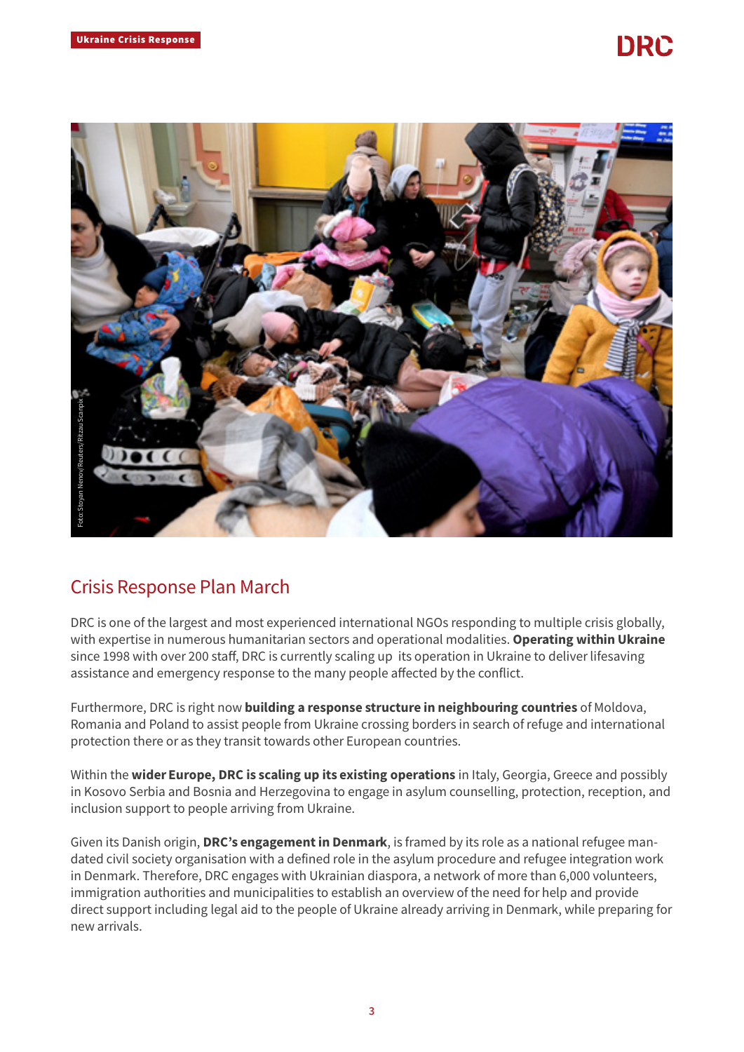## Crisis Response Plan March

DRC is one of the largest and most experienced international NGOs responding to multiple crisis globally, with expertise in numerous humanitarian sectors and operational modalities. **Operating within Ukraine** since 1998 with over 200 staff, DRC is currently scaling up its operation in Ukraine to deliver lifesaving assistance and emergency response to the many people affected by the conflict.

Furthermore, DRC is right now **building a response structure in neighbouring countries** of Moldova, Romania and Poland to assist people from Ukraine crossing borders in search of refuge and international protection there or as they transit towards other European countries.

Within the **wider Europe, DRC is scaling up its existing operations** in Italy, Georgia, Greece and possibly in Kosovo Serbia and Bosnia and Herzegovina to engage in asylum counselling, protection, reception, and inclusion support to people arriving from Ukraine.

Given its Danish origin, **DRC's engagement in Denmark**, is framed by its role as a national refugee mandated civil society organisation with a defined role in the asylum procedure and refugee integration work in Denmark. Therefore, DRC engages with Ukrainian diaspora, a network of more than 6,000 volunteers, immigration authorities and municipalities to establish an overview of the need for help and provide direct support including legal aid to the people of Ukraine already arriving in Denmark, while preparing for new arrivals.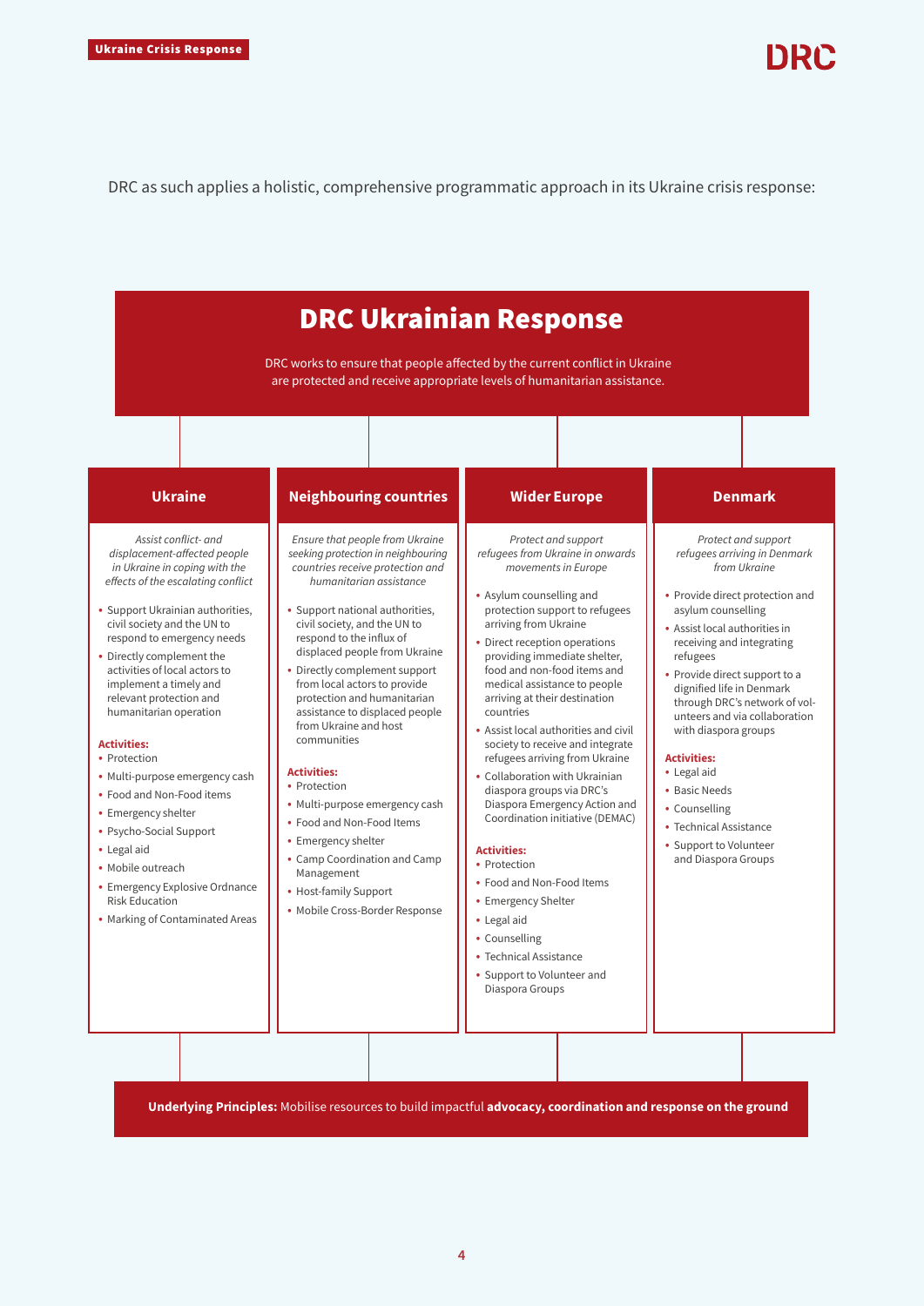DRC as such applies a holistic, comprehensive programmatic approach in its Ukraine crisis response:

# DRC Ukrainian Response

DRC works to ensure that people affected by the current conflict in Ukraine are protected and receive appropriate levels of humanitarian assistance.

## Ukraine

*Assist conflict- and displacement-affected people in Ukraine in coping with the effects of the escalating conflict*

- Support Ukrainian authorities, civil society and the UN to respond to emergency needs
- Directly complement the activities of local actors to implement a timely and relevant protection and humanitarian operation

**Activities:**

- Protection
- Multi-purpose emergency cash
- Food and Non-Food items
- Emergency shelter
- Psycho-Social Support
- Legal aid
- Mobile outreach
- Emergency Explosive Ordnance Risk Education
- Marking of Contaminated Areas

## Neighbouring countries

*Ensure that people from Ukraine seeking protection in neighbouring countries receive protection and humanitarian assistance*

- Support national authorities, civil society, and the UN to respond to the influx of displaced people from Ukraine
- Directly complement support from local actors to provide protection and humanitarian assistance to displaced people from Ukraine and host communities

**Activities:**

- Protection
- Multi-purpose emergency cash
- Food and Non-Food Items
- Emergency shelter
- Camp Coordination and Camp Management
- Host-family Support
- Mobile Cross-Border Response

## Wider Europe

*Protect and support refugees from Ukraine in onwards movements in Europe*

- Asylum counselling and protection support to refugees arriving from Ukraine
- Direct reception operations providing immediate shelter, food and non-food items and medical assistance to people arriving at their destination countries
- Assist local authorities and civil society to receive and integrate refugees arriving from Ukraine
- Collaboration with Ukrainian diaspora groups via DRC's Diaspora Emergency Action and Coordination initiative (DEMAC)

**Activities:**

- Protection
- Food and Non-Food Items
- Emergency Shelter
- Legal aid
- Counselling
- Technical Assistance
- Support to Volunteer and Diaspora Groups

## Denmark

*Protect and support refugees arriving in Denmark from Ukraine*

- Provide direct protection and asylum counselling
- Assist local authorities in receiving and integrating refugees
- Provide direct support to a dignified life in Denmark through DRC's network of volunteers and via collaboration with diaspora groups

**Activities:**

- Legal aid
- Basic Needs
- Counselling
- Technical Assistance
- Support to Volunteer and Diaspora Groups

**Underlying Principles:** Mobilise resources to build impactful **advocacy, coordination and response on the ground**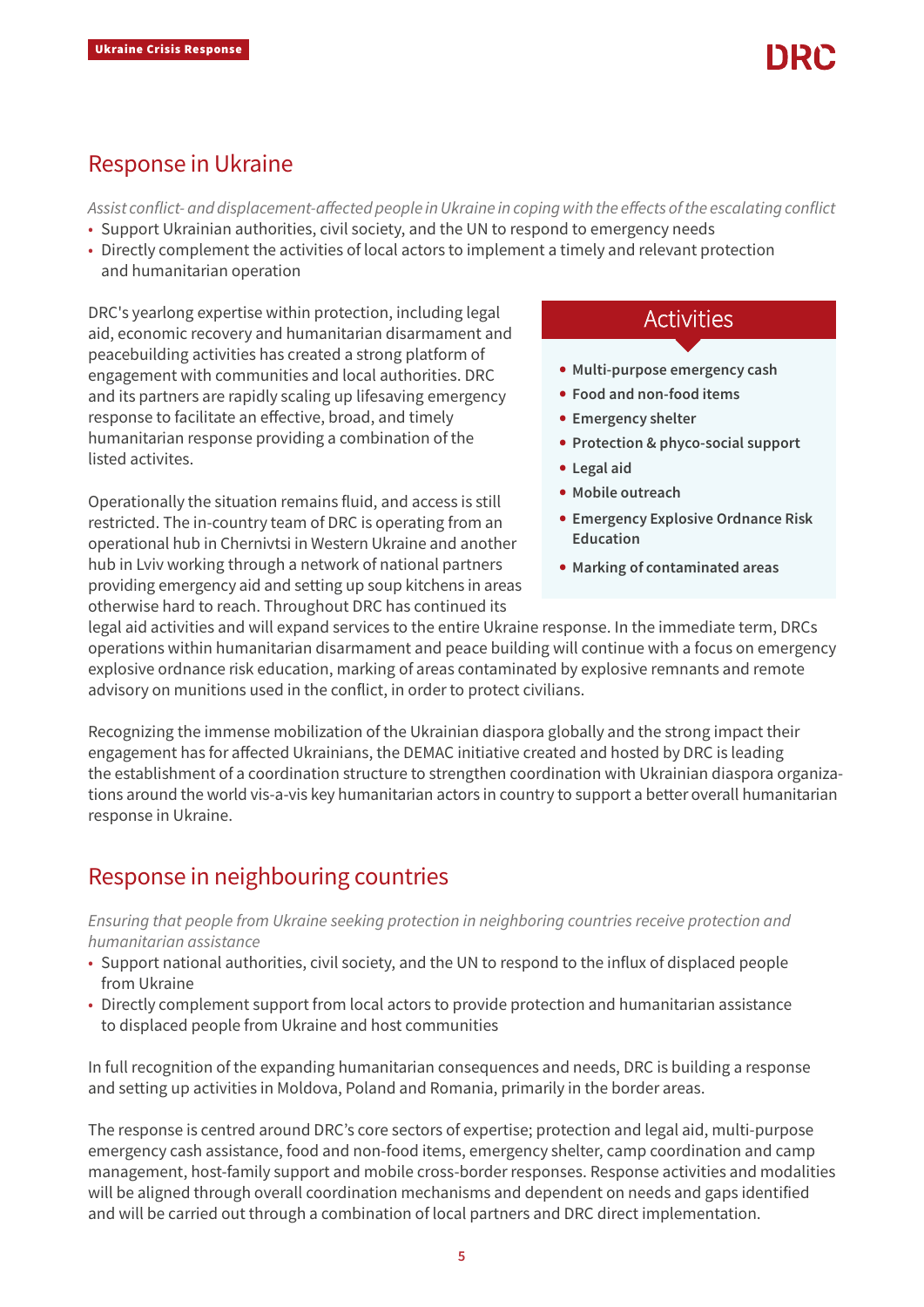## Response in Ukraine

*Assist conflict- and displacement-affected people in Ukraine in coping with the effects of the escalating conflict*

- Support Ukrainian authorities, civil society, and the UN to respond to emergency needs
- Directly complement the activities of local actors to implement a timely and relevant protection and humanitarian operation

DRC's yearlong expertise within protection, including legal aid, economic recovery and humanitarian disarmament and peacebuilding activities has created a strong platform of engagement with communities and local authorities. DRC and its partners are rapidly scaling up lifesaving emergency response to facilitate an effective, broad, and timely humanitarian response providing a combination of the listed activites.

Operationally the situation remains fluid, and access is still restricted. The in-country team of DRC is operating from an operational hub in Chernivtsi in Western Ukraine and another hub in Lviv working through a network of national partners providing emergency aid and setting up soup kitchens in areas otherwise hard to reach. Throughout DRC has continued its legal aid activities and will expand services to the entire Ukraine response. In the immediate term, DRCs operations within humanitarian disarmament and peace building will continue with a focus on emergency explosive ordnance risk education, marking of areas contaminated by explosive remnants and remote advisory on munitions used in the conflict, in order to protect civilians.

### Activities

- **Multi-purpose emergency cash**
- **Food and non-food items**
- **Emergency shelter**
- **Protection & phyco-social support**
- **Legal aid**
- **Mobile outreach**
- **Emergency Explosive Ordnance Risk Education**
- **Marking of contaminated areas**

Recognizing the immense mobilization of the Ukrainian diaspora globally and the strong impact their engagement has for affected Ukrainians, the DEMAC initiative created and hosted by DRC is leading the establishment of a coordination structure to strengthen coordination with Ukrainian diaspora organizations around the world vis-a-vis key humanitarian actors in country to support a better overall humanitarian response in Ukraine.

## Response in neighbouring countries

*Ensuring that people from Ukraine seeking protection in neighboring countries receive protection and humanitarian assistance*

- Support national authorities, civil society, and the UN to respond to the influx of displaced people from Ukraine
- Directly complement support from local actors to provide protection and humanitarian assistance to displaced people from Ukraine and host communities

In full recognition of the expanding humanitarian consequences and needs, DRC is building a response and setting up activities in Moldova, Poland and Romania, primarily in the border areas.

The response is centred around DRC's core sectors of expertise; protection and legal aid, multi-purpose emergency cash assistance, food and non-food items, emergency shelter, camp coordination and camp management, host-family support and mobile cross-border responses. Response activities and modalities will be aligned through overall coordination mechanisms and dependent on needs and gaps identified and will be carried out through a combination of local partners and DRC direct implementation.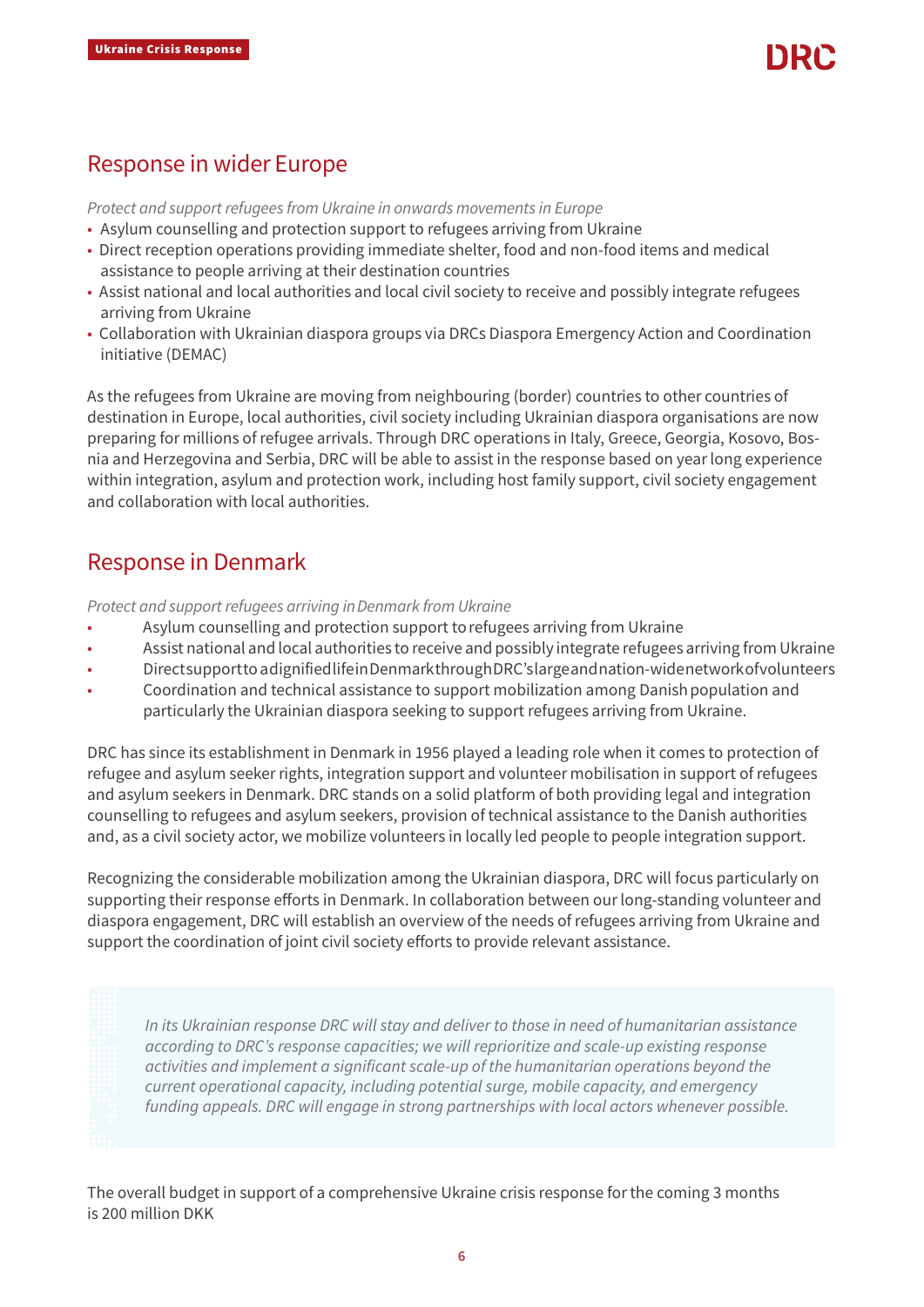## Response in wider Europe

*Protect and support refugees from Ukraine in onwards movements in Europe*

- Asylum counselling and protection support to refugees arriving from Ukraine
- Direct reception operations providing immediate shelter, food and non-food items and medical assistance to people arriving at their destination countries
- Assist national and local authorities and local civil society to receive and possibly integrate refugees arriving from Ukraine
- Collaboration with Ukrainian diaspora groups via DRCs Diaspora Emergency Action and Coordination initiative (DEMAC)

As the refugees from Ukraine are moving from neighbouring (border) countries to other countries of destination in Europe, local authorities, civil society including Ukrainian diaspora organisations are now preparing for millions of refugee arrivals. Through DRC operations in Italy, Greece, Georgia, Kosovo, Bosnia and Herzegovina and Serbia, DRC will be able to assist in the response based on year long experience within integration, asylum and protection work, including host family support, civil society engagement and collaboration with local authorities.

## Response in Denmark

*Protect and support refugees arriving in Denmark from Ukraine*

- Asylum counselling and protection support to refugees arriving from Ukraine
- Assist national and local authorities to receive and possibly integrate refugees arriving from Ukraine
- Direct support to a dignified life in Denmark through DRC's large and nation-wide network of volunteers
- Coordination and technical assistance to support mobilization among Danish population and particularly the Ukrainian diaspora seeking to support refugees arriving from Ukraine.

DRC has since its establishment in Denmark in 1956 played a leading role when it comes to protection of refugee and asylum seeker rights, integration support and volunteer mobilisation in support of refugees and asylum seekers in Denmark. DRC stands on a solid platform of both providing legal and integration counselling to refugees and asylum seekers, provision of technical assistance to the Danish authorities and, as a civil society actor, we mobilize volunteers in locally led people to people integration support.

Recognizing the considerable mobilization among the Ukrainian diaspora, DRC will focus particularly on supporting their response efforts in Denmark. In collaboration between our long-standing volunteer and diaspora engagement, DRC will establish an overview of the needs of refugees arriving from Ukraine and support the coordination of joint civil society efforts to provide relevant assistance.

> *In its Ukrainian response DRC will stay and deliver to those in need of humanitarian assistance according to DRC's response capacities; we will reprioritize and scale-up existing response activities and implement a significant scale-up of the humanitarian operations beyond the current operational capacity, including potential surge, mobile capacity, and emergency funding appeals. DRC will engage in strong partnerships with local actors whenever possible.*

The overall budget in support of a comprehensive Ukraine crisis response for the coming 3 months is 200 million DKK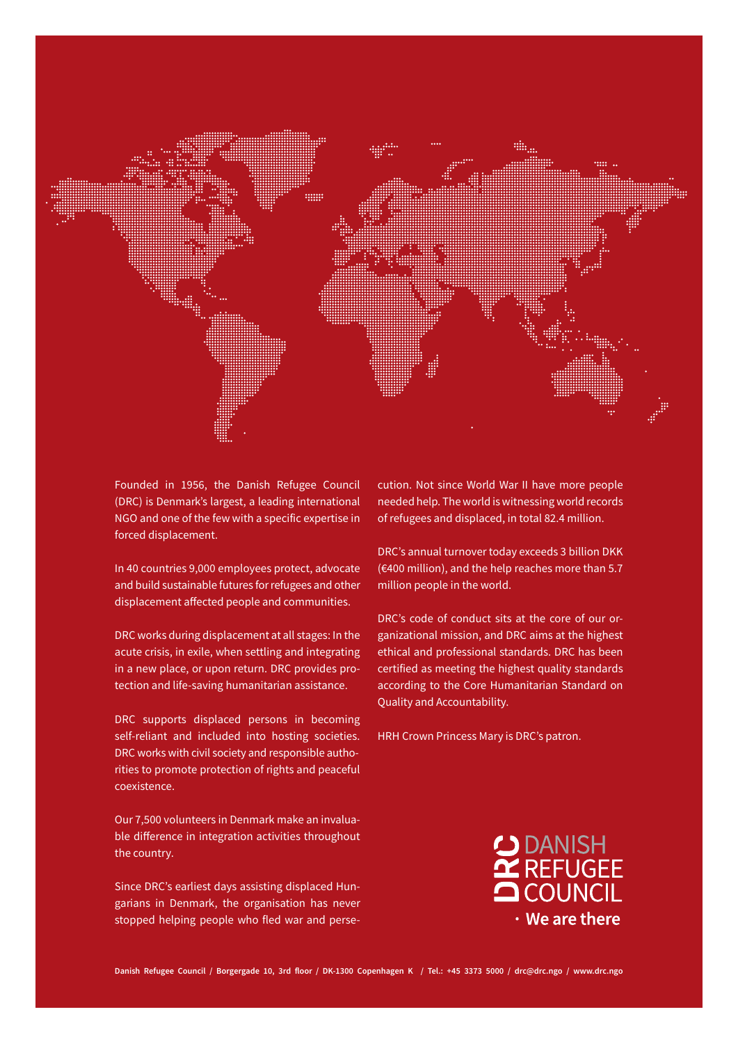Founded in 1956, the Danish Refugee Council (DRC) is Denmark's largest, a leading international NGO and one of the few with a specific expertise in forced displacement.

In 40 countries 9,000 employees protect, advocate and build sustainable futures for refugees and other displacement affected people and communities.

DRC works during displacement at all stages: In the acute crisis, in exile, when settling and integrating in a new place, or upon return. DRC provides protection and life-saving humanitarian assistance.

DRC supports displaced persons in becoming self-reliant and included into hosting societies. DRC works with civil society and responsible authorities to promote protection of rights and peaceful coexistence.

Our 7,500 volunteers in Denmark make an invaluable difference in integration activities throughout the country.

Since DRC's earliest days assisting displaced Hungarians in Denmark, the organisation has never stopped helping people who fled war and persecution. Not since World War II have more people needed help. The world is witnessing world records of refugees and displaced, in total 82.4 million.

DRC's annual turnover today exceeds 3 billion DKK (€400 million), and the help reaches more than 5.7 million people in the world.

DRC's code of conduct sits at the core of our organizational mission, and DRC aims at the highest ethical and professional standards. DRC has been certified as meeting the highest quality standards according to the Core Humanitarian Standard on Quality and Accountability.

HRH Crown Princess Mary is DRC's patron.

DRC DANISH REFUGEE COUNCIL

**· We are there**

**Danish Refugee Council / Borgergade 10, 3rd floor / DK-1300 Copenhagen K / Tel.: +45 3373 5000 / drc@drc.ngo / www.drc.ngo**